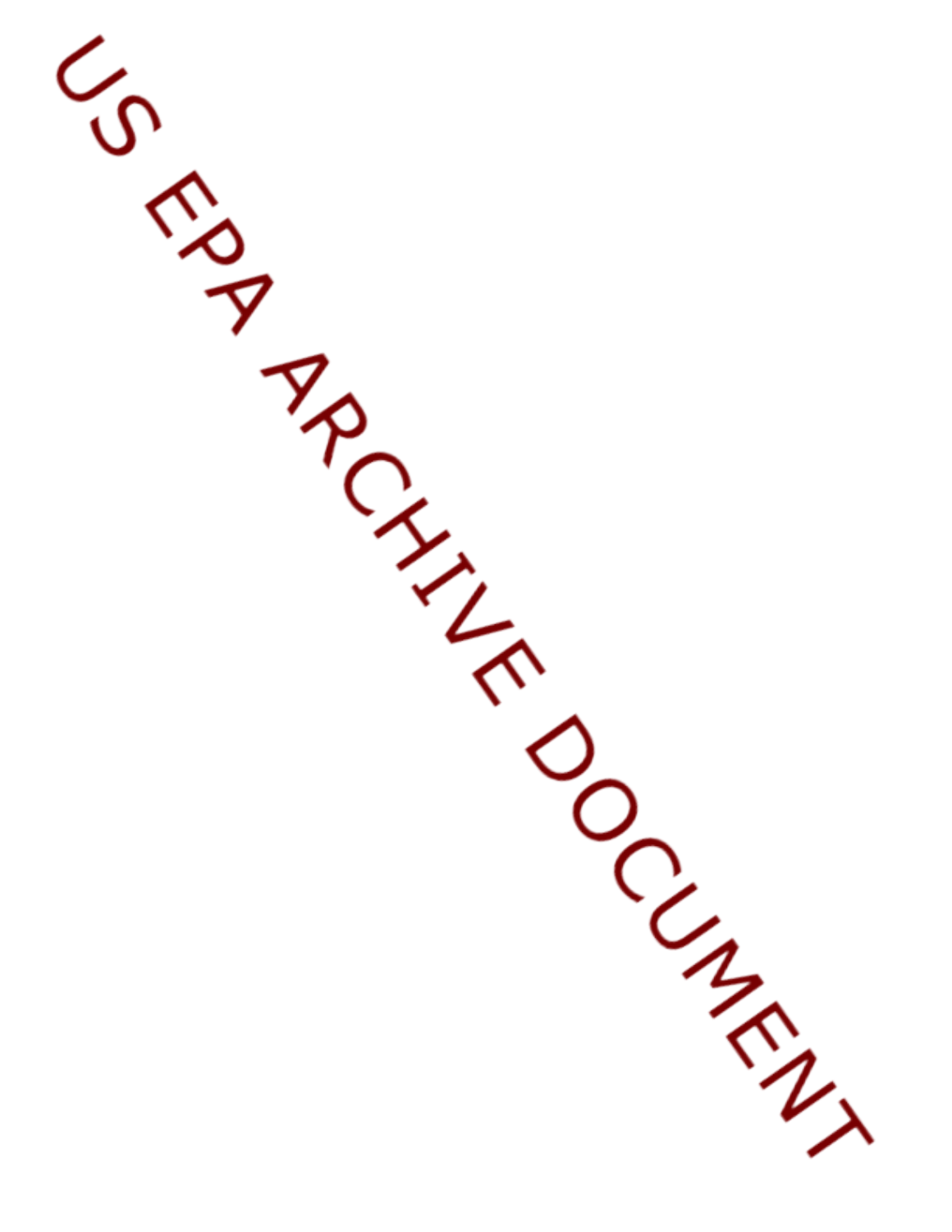US EPA ARCHIVE DOCUMENT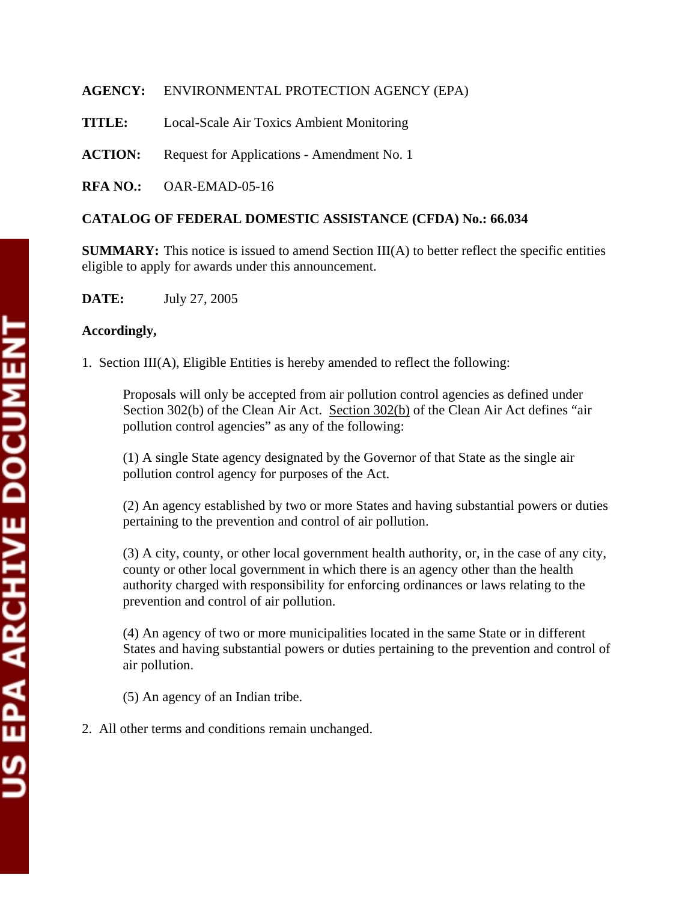**AGENCY:** ENVIRONMENTAL PROTECTION AGENCY (EPA)

**TITLE:** Local-Scale Air Toxics Ambient Monitoring

**ACTION:** Request for Applications - Amendment No. 1

**RFA NO.:** OAR-EMAD-05-16

**CATALOG OF FEDERAL DOMESTIC ASSISTANCE (CFDA) No.: 66.034**

**SUMMARY:** This notice is issued to amend Section III(A) to better reflect the specific entities eligible to apply for awards under this announcement.

**DATE:** July 27, 2005

**Accordingly,**

1. Section III(A), Eligible Entities is hereby amended to reflect the following:

   Proposals will only be accepted from air pollution control agencies as defined under Section 302(b) of the Clean Air Act. Section 302(b) of the Clean Air Act defines "air pollution control agencies" as any of the following:

   (1) A single State agency designated by the Governor of that State as the single air pollution control agency for purposes of the Act.

   (2) An agency established by two or more States and having substantial powers or duties pertaining to the prevention and control of air pollution.

   (3) A city, county, or other local government health authority, or, in the case of any city, county or other local government in which there is an agency other than the health authority charged with responsibility for enforcing ordinances or laws relating to the prevention and control of air pollution.

   (4) An agency of two or more municipalities located in the same State or in different States and having substantial powers or duties pertaining to the prevention and control of air pollution.

   (5) An agency of an Indian tribe.

2. All other terms and conditions remain unchanged.